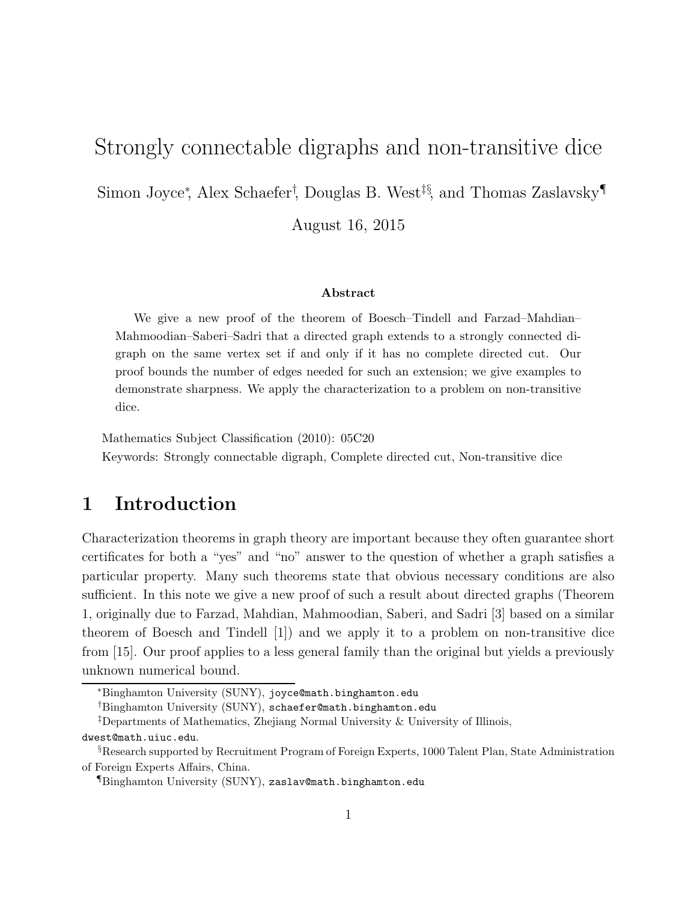# Strongly connectable digraphs and non-transitive dice

Simon Joyce[*], Alex Schaefer[†], Douglas B. West[‡§], and Thomas Zaslavsky[¶]

August 16, 2015

### Abstract

We give a new proof of the theorem of Boesch–Tindell and Farzad–Mahdian–Mahmoodian–Saberi–Sadri that a directed graph extends to a strongly connected digraph on the same vertex set if and only if it has no complete directed cut. Our proof bounds the number of edges needed for such an extension; we give examples to demonstrate sharpness. We apply the characterization to a problem on non-transitive dice.

Mathematics Subject Classification (2010): 05C20

Keywords: Strongly connectable digraph, Complete directed cut, Non-transitive dice

## 1 Introduction

Characterization theorems in graph theory are important because they often guarantee short certificates for both a "yes" and "no" answer to the question of whether a graph satisfies a particular property. Many such theorems state that obvious necessary conditions are also sufficient. In this note we give a new proof of such a result about directed graphs (Theorem 1, originally due to Farzad, Mahdian, Mahmoodian, Saberi, and Sadri [3] based on a similar theorem of Boesch and Tindell [1]) and we apply it to a problem on non-transitive dice from [15]. Our proof applies to a less general family than the original but yields a previously unknown numerical bound.

[*]Binghamton University (SUNY), joyce@math.binghamton.edu

[†]Binghamton University (SUNY), schaefer@math.binghamton.edu

[‡]Departments of Mathematics, Zhejiang Normal University & University of Illinois, dwest@math.uiuc.edu.

[§]Research supported by Recruitment Program of Foreign Experts, 1000 Talent Plan, State Administration of Foreign Experts Affairs, China.

[¶]Binghamton University (SUNY), zaslav@math.binghamton.edu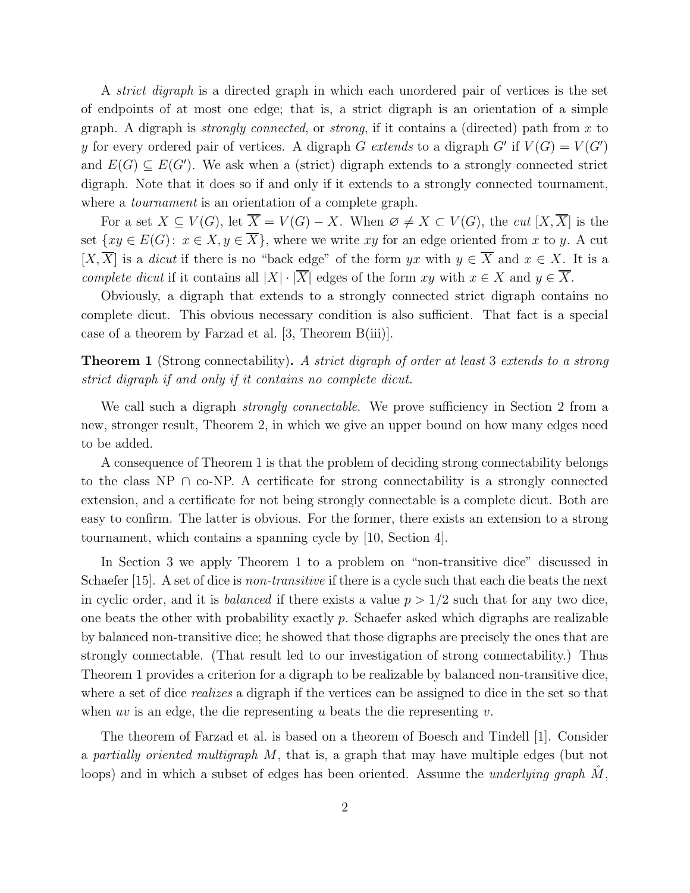A *strict digraph* is a directed graph in which each unordered pair of vertices is the set of endpoints of at most one edge; that is, a strict digraph is an orientation of a simple graph. A digraph is *strongly connected*, or *strong*, if it contains a (directed) path from $x$ to $y$ for every ordered pair of vertices. A digraph $G$ *extends* to a digraph $G'$ if $V(G) = V(G')$ and $E(G) \subseteq E(G')$. We ask when a (strict) digraph extends to a strongly connected strict digraph. Note that it does so if and only if it extends to a strongly connected tournament, where a *tournament* is an orientation of a complete graph.

For a set $X \subseteq V(G)$, let $\overline{X} = V(G) - X$. When $\varnothing \neq X \subset V(G)$, the *cut* $[X, \overline{X}]$ is the set $\{xy \in E(G) \colon x \in X, y \in \overline{X}\}$, where we write $xy$ for an edge oriented from $x$ to $y$. A cut $[X, \overline{X}]$ is a *dicut* if there is no "back edge" of the form $yx$ with $y \in \overline{X}$ and $x \in X$. It is a *complete dicut* if it contains all $|X| \cdot |\overline{X}|$ edges of the form $xy$ with $x \in X$ and $y \in \overline{X}$.

Obviously, a digraph that extends to a strongly connected strict digraph contains no complete dicut. This obvious necessary condition is also sufficient. That fact is a special case of a theorem by Farzad et al. [3, Theorem B(iii)].

**Theorem 1** (Strong connectability)**.** *A strict digraph of order at least* 3 *extends to a strong strict digraph if and only if it contains no complete dicut.*

We call such a digraph *strongly connectable*. We prove sufficiency in Section 2 from a new, stronger result, Theorem 2, in which we give an upper bound on how many edges need to be added.

A consequence of Theorem 1 is that the problem of deciding strong connectability belongs to the class NP $\cap$ co-NP. A certificate for strong connectability is a strongly connected extension, and a certificate for not being strongly connectable is a complete dicut. Both are easy to confirm. The latter is obvious. For the former, there exists an extension to a strong tournament, which contains a spanning cycle by [10, Section 4].

In Section 3 we apply Theorem 1 to a problem on "non-transitive dice" discussed in Schaefer [15]. A set of dice is *non-transitive* if there is a cycle such that each die beats the next in cyclic order, and it is *balanced* if there exists a value $p > 1/2$ such that for any two dice, one beats the other with probability exactly $p$. Schaefer asked which digraphs are realizable by balanced non-transitive dice; he showed that those digraphs are precisely the ones that are strongly connectable. (That result led to our investigation of strong connectability.) Thus Theorem 1 provides a criterion for a digraph to be realizable by balanced non-transitive dice, where a set of dice *realizes* a digraph if the vertices can be assigned to dice in the set so that when $uv$ is an edge, the die representing $u$ beats the die representing $v$.

The theorem of Farzad et al. is based on a theorem of Boesch and Tindell [1]. Consider a *partially oriented multigraph* $M$, that is, a graph that may have multiple edges (but not loops) and in which a subset of edges has been oriented. Assume the *underlying graph* $\hat{M}$,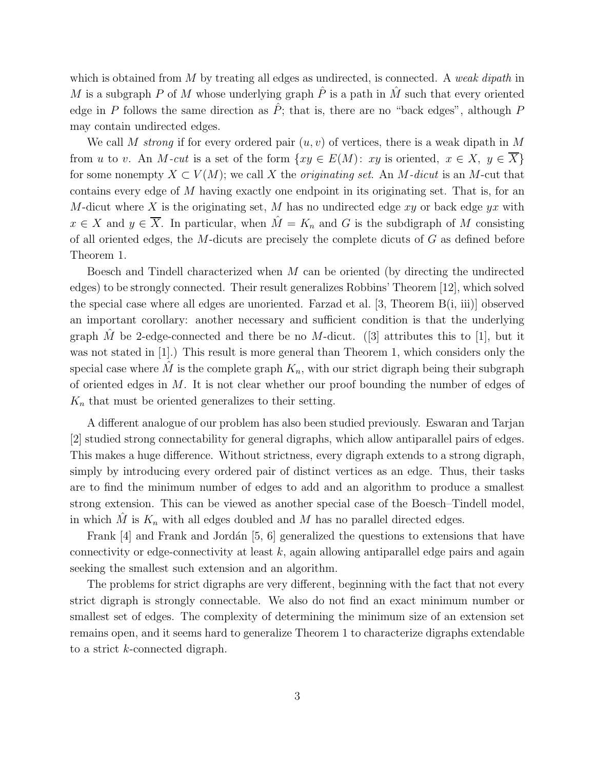which is obtained from $M$ by treating all edges as undirected, is connected. A *weak dipath* in $M$ is a subgraph $P$ of $M$ whose underlying graph $\hat{P}$ is a path in $\hat{M}$ such that every oriented edge in $P$ follows the same direction as $\hat{P}$; that is, there are no "back edges", although $P$ may contain undirected edges.

We call $M$ *strong* if for every ordered pair $(u, v)$ of vertices, there is a weak dipath in $M$ from $u$ to $v$. An *$M$-cut* is a set of the form $\{xy \in E(M)\colon\ xy \text{ is oriented},\ x \in X,\ y \in \overline{X}\}$ for some nonempty $X \subset V(M)$; we call $X$ the *originating set*. An *$M$-dicut* is an $M$-cut that contains every edge of $M$ having exactly one endpoint in its originating set. That is, for an $M$-dicut where $X$ is the originating set, $M$ has no undirected edge $xy$ or back edge $yx$ with $x \in X$ and $y \in \overline{X}$. In particular, when $\hat{M} = K_n$ and $G$ is the subdigraph of $M$ consisting of all oriented edges, the $M$-dicuts are precisely the complete dicuts of $G$ as defined before Theorem 1.

Boesch and Tindell characterized when $M$ can be oriented (by directing the undirected edges) to be strongly connected. Their result generalizes Robbins' Theorem [12], which solved the special case where all edges are unoriented. Farzad et al. [3, Theorem B(i, iii)] observed an important corollary: another necessary and sufficient condition is that the underlying graph $\hat{M}$ be 2-edge-connected and there be no $M$-dicut. ([3] attributes this to [1], but it was not stated in [1].) This result is more general than Theorem 1, which considers only the special case where $\hat{M}$ is the complete graph $K_n$, with our strict digraph being their subgraph of oriented edges in $M$. It is not clear whether our proof bounding the number of edges of $K_n$ that must be oriented generalizes to their setting.

A different analogue of our problem has also been studied previously. Eswaran and Tarjan [2] studied strong connectability for general digraphs, which allow antiparallel pairs of edges. This makes a huge difference. Without strictness, every digraph extends to a strong digraph, simply by introducing every ordered pair of distinct vertices as an edge. Thus, their tasks are to find the minimum number of edges to add and an algorithm to produce a smallest strong extension. This can be viewed as another special case of the Boesch–Tindell model, in which $\hat{M}$ is $K_n$ with all edges doubled and $M$ has no parallel directed edges.

Frank [4] and Frank and Jordán [5, 6] generalized the questions to extensions that have connectivity or edge-connectivity at least $k$, again allowing antiparallel edge pairs and again seeking the smallest such extension and an algorithm.

The problems for strict digraphs are very different, beginning with the fact that not every strict digraph is strongly connectable. We also do not find an exact minimum number or smallest set of edges. The complexity of determining the minimum size of an extension set remains open, and it seems hard to generalize Theorem 1 to characterize digraphs extendable to a strict $k$-connected digraph.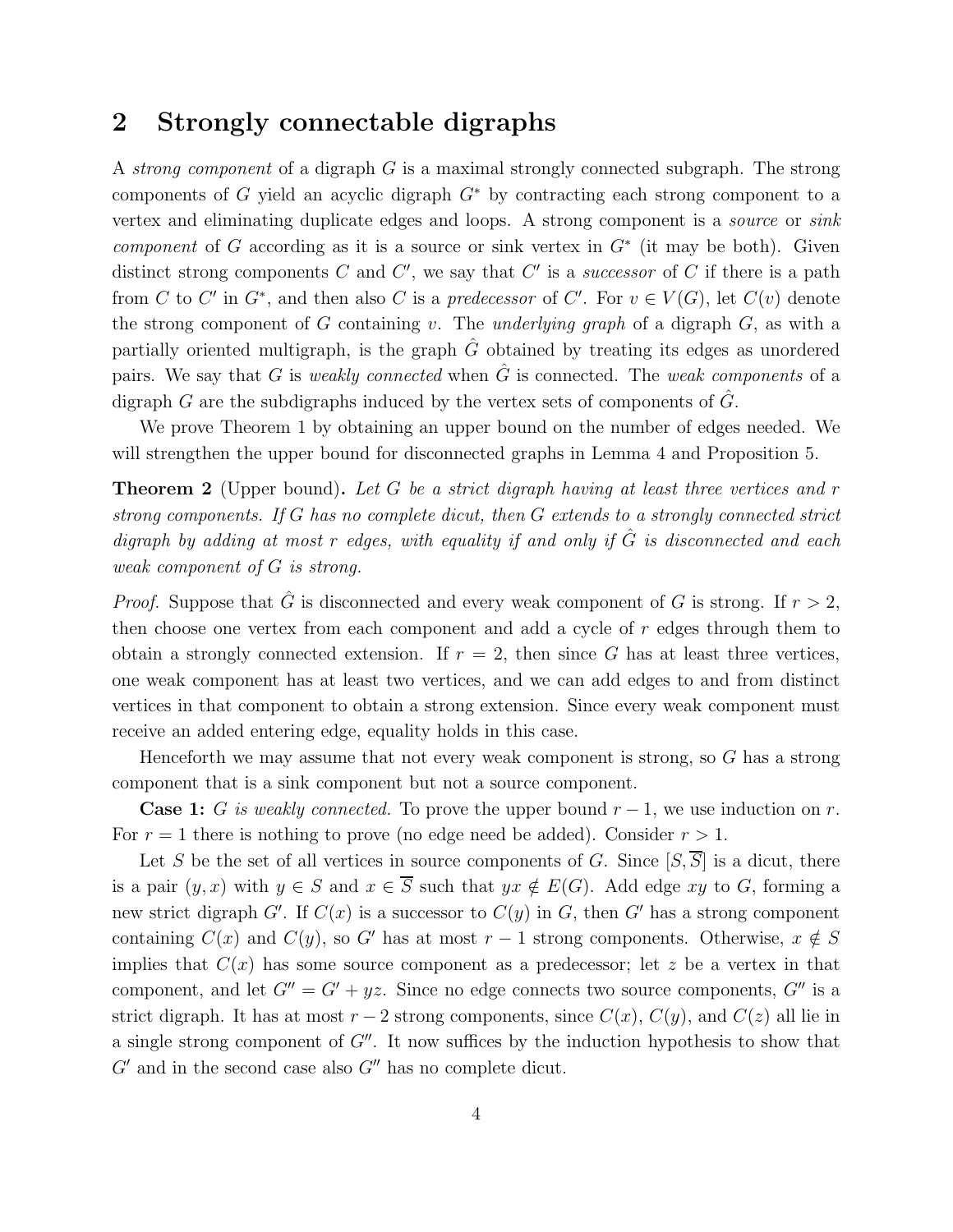## 2 Strongly connectable digraphs

A *strong component* of a digraph $G$ is a maximal strongly connected subgraph. The strong components of $G$ yield an acyclic digraph $G^*$ by contracting each strong component to a vertex and eliminating duplicate edges and loops. A strong component is a *source* or *sink component* of $G$ according as it is a source or sink vertex in $G^*$ (it may be both). Given distinct strong components $C$ and $C'$, we say that $C'$ is a *successor* of $C$ if there is a path from $C$ to $C'$ in $G^*$, and then also $C$ is a *predecessor* of $C'$. For $v \in V(G)$, let $C(v)$ denote the strong component of $G$ containing $v$. The *underlying graph* of a digraph $G$, as with a partially oriented multigraph, is the graph $\hat{G}$ obtained by treating its edges as unordered pairs. We say that $G$ is *weakly connected* when $\hat{G}$ is connected. The *weak components* of a digraph $G$ are the subdigraphs induced by the vertex sets of components of $\hat{G}$.

We prove Theorem 1 by obtaining an upper bound on the number of edges needed. We will strengthen the upper bound for disconnected graphs in Lemma 4 and Proposition 5.

**Theorem 2** (Upper bound)**.** *Let $G$ be a strict digraph having at least three vertices and $r$ strong components. If $G$ has no complete dicut, then $G$ extends to a strongly connected strict digraph by adding at most $r$ edges, with equality if and only if $\hat{G}$ is disconnected and each weak component of $G$ is strong.*

*Proof.* Suppose that $\hat{G}$ is disconnected and every weak component of $G$ is strong. If $r > 2$, then choose one vertex from each component and add a cycle of $r$ edges through them to obtain a strongly connected extension. If $r = 2$, then since $G$ has at least three vertices, one weak component has at least two vertices, and we can add edges to and from distinct vertices in that component to obtain a strong extension. Since every weak component must receive an added entering edge, equality holds in this case.

Henceforth we may assume that not every weak component is strong, so $G$ has a strong component that is a sink component but not a source component.

**Case 1:** *$G$ is weakly connected.* To prove the upper bound $r - 1$, we use induction on $r$. For $r = 1$ there is nothing to prove (no edge need be added). Consider $r > 1$.

Let $S$ be the set of all vertices in source components of $G$. Since $[S, \overline{S}]$ is a dicut, there is a pair $(y, x)$ with $y \in S$ and $x \in \overline{S}$ such that $yx \notin E(G)$. Add edge $xy$ to $G$, forming a new strict digraph $G'$. If $C(x)$ is a successor to $C(y)$ in $G$, then $G'$ has a strong component containing $C(x)$ and $C(y)$, so $G'$ has at most $r - 1$ strong components. Otherwise, $x \notin S$ implies that $C(x)$ has some source component as a predecessor; let $z$ be a vertex in that component, and let $G'' = G' + yz$. Since no edge connects two source components, $G''$ is a strict digraph. It has at most $r - 2$ strong components, since $C(x)$, $C(y)$, and $C(z)$ all lie in a single strong component of $G''$. It now suffices by the induction hypothesis to show that $G'$ and in the second case also $G''$ has no complete dicut.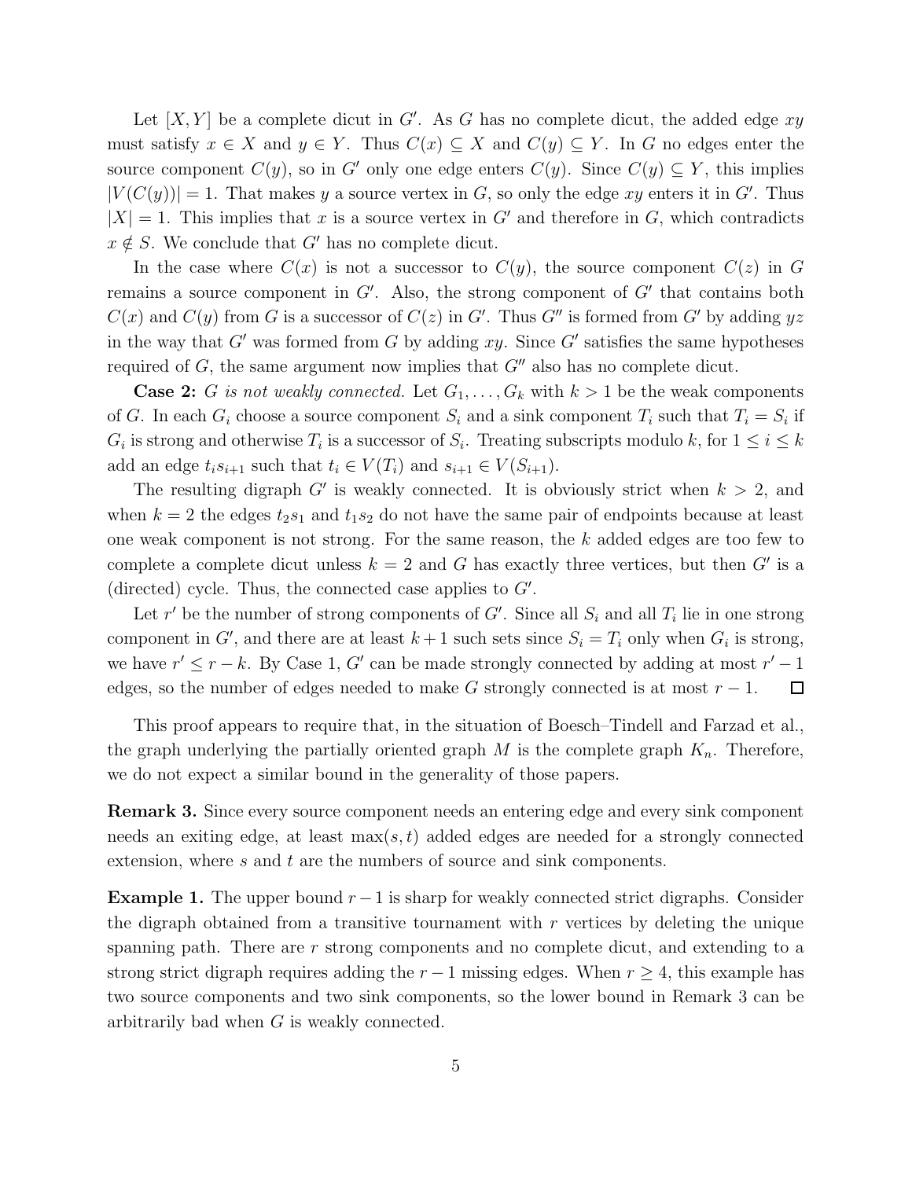Let $[X, Y]$ be a complete dicut in $G'$. As $G$ has no complete dicut, the added edge $xy$ must satisfy $x \in X$ and $y \in Y$. Thus $C(x) \subseteq X$ and $C(y) \subseteq Y$. In $G$ no edges enter the source component $C(y)$, so in $G'$ only one edge enters $C(y)$. Since $C(y) \subseteq Y$, this implies $|V(C(y))| = 1$. That makes $y$ a source vertex in $G$, so only the edge $xy$ enters it in $G'$. Thus $|X| = 1$. This implies that $x$ is a source vertex in $G'$ and therefore in $G$, which contradicts $x \notin S$. We conclude that $G'$ has no complete dicut.

In the case where $C(x)$ is not a successor to $C(y)$, the source component $C(z)$ in $G$ remains a source component in $G'$. Also, the strong component of $G'$ that contains both $C(x)$ and $C(y)$ from $G$ is a successor of $C(z)$ in $G'$. Thus $G''$ is formed from $G'$ by adding $yz$ in the way that $G'$ was formed from $G$ by adding $xy$. Since $G'$ satisfies the same hypotheses required of $G$, the same argument now implies that $G''$ also has no complete dicut.

**Case 2:** *$G$ is not weakly connected.* Let $G_1, \ldots, G_k$ with $k > 1$ be the weak components of $G$. In each $G_i$ choose a source component $S_i$ and a sink component $T_i$ such that $T_i = S_i$ if $G_i$ is strong and otherwise $T_i$ is a successor of $S_i$. Treating subscripts modulo $k$, for $1 \le i \le k$ add an edge $t_i s_{i+1}$ such that $t_i \in V(T_i)$ and $s_{i+1} \in V(S_{i+1})$.

The resulting digraph $G'$ is weakly connected. It is obviously strict when $k > 2$, and when $k = 2$ the edges $t_2 s_1$ and $t_1 s_2$ do not have the same pair of endpoints because at least one weak component is not strong. For the same reason, the $k$ added edges are too few to complete a complete dicut unless $k = 2$ and $G$ has exactly three vertices, but then $G'$ is a (directed) cycle. Thus, the connected case applies to $G'$.

Let $r'$ be the number of strong components of $G'$. Since all $S_i$ and all $T_i$ lie in one strong component in $G'$, and there are at least $k + 1$ such sets since $S_i = T_i$ only when $G_i$ is strong, we have $r' \le r - k$. By Case 1, $G'$ can be made strongly connected by adding at most $r' - 1$ edges, so the number of edges needed to make $G$ strongly connected is at most $r - 1$. □

This proof appears to require that, in the situation of Boesch–Tindell and Farzad et al., the graph underlying the partially oriented graph $M$ is the complete graph $K_n$. Therefore, we do not expect a similar bound in the generality of those papers.

**Remark 3.** Since every source component needs an entering edge and every sink component needs an exiting edge, at least $\max(s, t)$ added edges are needed for a strongly connected extension, where $s$ and $t$ are the numbers of source and sink components.

**Example 1.** The upper bound $r - 1$ is sharp for weakly connected strict digraphs. Consider the digraph obtained from a transitive tournament with $r$ vertices by deleting the unique spanning path. There are $r$ strong components and no complete dicut, and extending to a strong strict digraph requires adding the $r - 1$ missing edges. When $r \ge 4$, this example has two source components and two sink components, so the lower bound in Remark 3 can be arbitrarily bad when $G$ is weakly connected.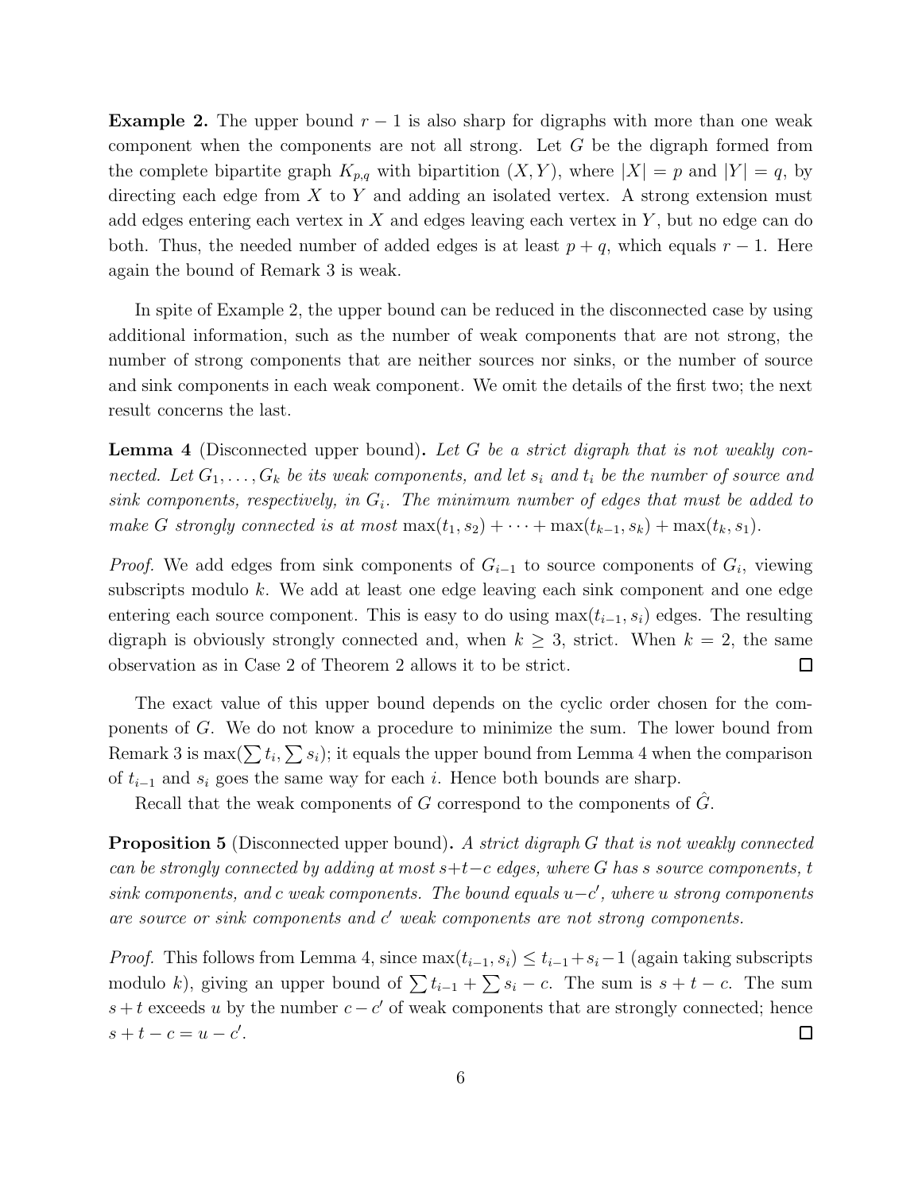**Example 2.** The upper bound $r - 1$ is also sharp for digraphs with more than one weak component when the components are not all strong. Let $G$ be the digraph formed from the complete bipartite graph $K_{p,q}$ with bipartition $(X, Y)$, where $|X| = p$ and $|Y| = q$, by directing each edge from $X$ to $Y$ and adding an isolated vertex. A strong extension must add edges entering each vertex in $X$ and edges leaving each vertex in $Y$, but no edge can do both. Thus, the needed number of added edges is at least $p + q$, which equals $r - 1$. Here again the bound of Remark 3 is weak.

In spite of Example 2, the upper bound can be reduced in the disconnected case by using additional information, such as the number of weak components that are not strong, the number of strong components that are neither sources nor sinks, or the number of source and sink components in each weak component. We omit the details of the first two; the next result concerns the last.

**Lemma 4** (Disconnected upper bound)**.** *Let $G$ be a strict digraph that is not weakly connected. Let $G_1, \ldots, G_k$ be its weak components, and let $s_i$ and $t_i$ be the number of source and sink components, respectively, in $G_i$. The minimum number of edges that must be added to make $G$ strongly connected is at most $\max(t_1, s_2) + \cdots + \max(t_{k-1}, s_k) + \max(t_k, s_1)$.*

*Proof.* We add edges from sink components of $G_{i-1}$ to source components of $G_i$, viewing subscripts modulo $k$. We add at least one edge leaving each sink component and one edge entering each source component. This is easy to do using $\max(t_{i-1}, s_i)$ edges. The resulting digraph is obviously strongly connected and, when $k \geq 3$, strict. When $k = 2$, the same observation as in Case 2 of Theorem 2 allows it to be strict. □

The exact value of this upper bound depends on the cyclic order chosen for the components of $G$. We do not know a procedure to minimize the sum. The lower bound from Remark 3 is $\max(\sum t_i, \sum s_i)$; it equals the upper bound from Lemma 4 when the comparison of $t_{i-1}$ and $s_i$ goes the same way for each $i$. Hence both bounds are sharp.

Recall that the weak components of $G$ correspond to the components of $\hat{G}$.

**Proposition 5** (Disconnected upper bound)**.** *A strict digraph $G$ that is not weakly connected can be strongly connected by adding at most $s+t-c$ edges, where $G$ has $s$ source components, $t$ sink components, and $c$ weak components. The bound equals $u-c'$, where $u$ strong components are source or sink components and $c'$ weak components are not strong components.*

*Proof.* This follows from Lemma 4, since $\max(t_{i-1}, s_i) \leq t_{i-1} + s_i - 1$ (again taking subscripts modulo $k$), giving an upper bound of $\sum t_{i-1} + \sum s_i - c$. The sum is $s + t - c$. The sum $s + t$ exceeds $u$ by the number $c - c'$ of weak components that are strongly connected; hence $s + t - c = u - c'$. □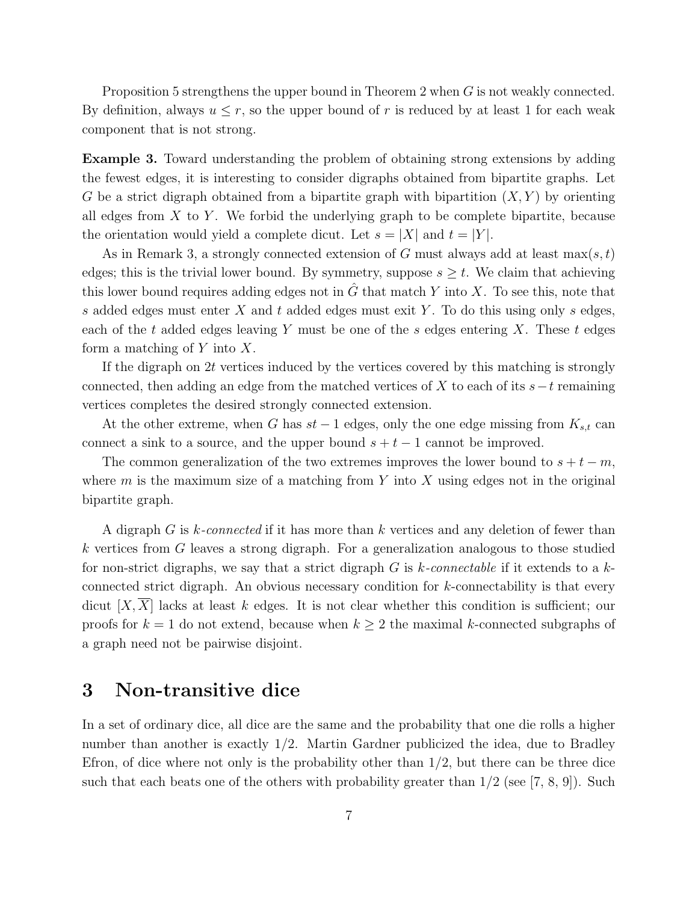Proposition 5 strengthens the upper bound in Theorem 2 when $G$ is not weakly connected. By definition, always $u \le r$, so the upper bound of $r$ is reduced by at least 1 for each weak component that is not strong.

**Example 3.** Toward understanding the problem of obtaining strong extensions by adding the fewest edges, it is interesting to consider digraphs obtained from bipartite graphs. Let $G$ be a strict digraph obtained from a bipartite graph with bipartition $(X, Y)$ by orienting all edges from $X$ to $Y$. We forbid the underlying graph to be complete bipartite, because the orientation would yield a complete dicut. Let $s = |X|$ and $t = |Y|$.

As in Remark 3, a strongly connected extension of $G$ must always add at least $\max(s,t)$ edges; this is the trivial lower bound. By symmetry, suppose $s \ge t$. We claim that achieving this lower bound requires adding edges not in $\hat{G}$ that match $Y$ into $X$. To see this, note that $s$ added edges must enter $X$ and $t$ added edges must exit $Y$. To do this using only $s$ edges, each of the $t$ added edges leaving $Y$ must be one of the $s$ edges entering $X$. These $t$ edges form a matching of $Y$ into $X$.

If the digraph on $2t$ vertices induced by the vertices covered by this matching is strongly connected, then adding an edge from the matched vertices of $X$ to each of its $s-t$ remaining vertices completes the desired strongly connected extension.

At the other extreme, when $G$ has $st-1$ edges, only the one edge missing from $K_{s,t}$ can connect a sink to a source, and the upper bound $s+t-1$ cannot be improved.

The common generalization of the two extremes improves the lower bound to $s+t-m$, where $m$ is the maximum size of a matching from $Y$ into $X$ using edges not in the original bipartite graph.

A digraph $G$ is *$k$-connected* if it has more than $k$ vertices and any deletion of fewer than $k$ vertices from $G$ leaves a strong digraph. For a generalization analogous to those studied for non-strict digraphs, we say that a strict digraph $G$ is *$k$-connectable* if it extends to a $k$-connected strict digraph. An obvious necessary condition for $k$-connectability is that every dicut $[X, \overline{X}]$ lacks at least $k$ edges. It is not clear whether this condition is sufficient; our proofs for $k = 1$ do not extend, because when $k \ge 2$ the maximal $k$-connected subgraphs of a graph need not be pairwise disjoint.

## 3 Non-transitive dice

In a set of ordinary dice, all dice are the same and the probability that one die rolls a higher number than another is exactly 1/2. Martin Gardner publicized the idea, due to Bradley Efron, of dice where not only is the probability other than 1/2, but there can be three dice such that each beats one of the others with probability greater than 1/2 (see [7, 8, 9]). Such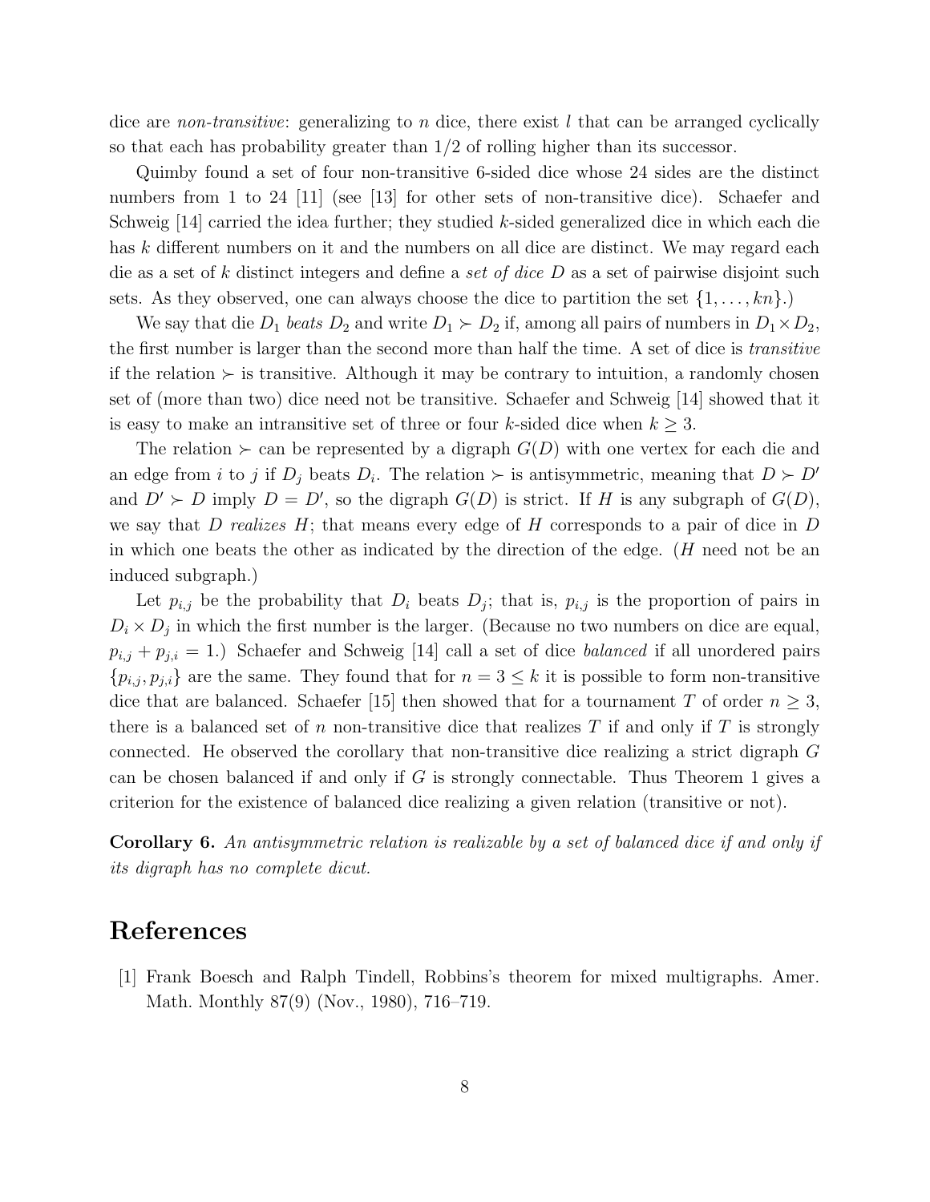dice are *non-transitive*: generalizing to $n$ dice, there exist $l$ that can be arranged cyclically so that each has probability greater than $1/2$ of rolling higher than its successor.

Quimby found a set of four non-transitive 6-sided dice whose 24 sides are the distinct numbers from 1 to 24 [11] (see [13] for other sets of non-transitive dice). Schaefer and Schweig [14] carried the idea further; they studied $k$-sided generalized dice in which each die has $k$ different numbers on it and the numbers on all dice are distinct. We may regard each die as a set of $k$ distinct integers and define a *set of dice* $D$ as a set of pairwise disjoint such sets. As they observed, one can always choose the dice to partition the set $\{1, \ldots, kn\}$.)

We say that die $D_1$ *beats* $D_2$ and write $D_1 \succ D_2$ if, among all pairs of numbers in $D_1 \times D_2$, the first number is larger than the second more than half the time. A set of dice is *transitive* if the relation $\succ$ is transitive. Although it may be contrary to intuition, a randomly chosen set of (more than two) dice need not be transitive. Schaefer and Schweig [14] showed that it is easy to make an intransitive set of three or four $k$-sided dice when $k \geq 3$.

The relation $\succ$ can be represented by a digraph $G(D)$ with one vertex for each die and an edge from $i$ to $j$ if $D_j$ beats $D_i$. The relation $\succ$ is antisymmetric, meaning that $D \succ D'$ and $D' \succ D$ imply $D = D'$, so the digraph $G(D)$ is strict. If $H$ is any subgraph of $G(D)$, we say that $D$ *realizes* $H$; that means every edge of $H$ corresponds to a pair of dice in $D$ in which one beats the other as indicated by the direction of the edge. ($H$ need not be an induced subgraph.)

Let $p_{i,j}$ be the probability that $D_i$ beats $D_j$; that is, $p_{i,j}$ is the proportion of pairs in $D_i \times D_j$ in which the first number is the larger. (Because no two numbers on dice are equal, $p_{i,j} + p_{j,i} = 1$.) Schaefer and Schweig [14] call a set of dice *balanced* if all unordered pairs $\{p_{i,j}, p_{j,i}\}$ are the same. They found that for $n = 3 \leq k$ it is possible to form non-transitive dice that are balanced. Schaefer [15] then showed that for a tournament $T$ of order $n \geq 3$, there is a balanced set of $n$ non-transitive dice that realizes $T$ if and only if $T$ is strongly connected. He observed the corollary that non-transitive dice realizing a strict digraph $G$ can be chosen balanced if and only if $G$ is strongly connectable. Thus Theorem 1 gives a criterion for the existence of balanced dice realizing a given relation (transitive or not).

**Corollary 6.** *An antisymmetric relation is realizable by a set of balanced dice if and only if its digraph has no complete dicut.*

# References

[1] Frank Boesch and Ralph Tindell, Robbins's theorem for mixed multigraphs. Amer. Math. Monthly 87(9) (Nov., 1980), 716–719.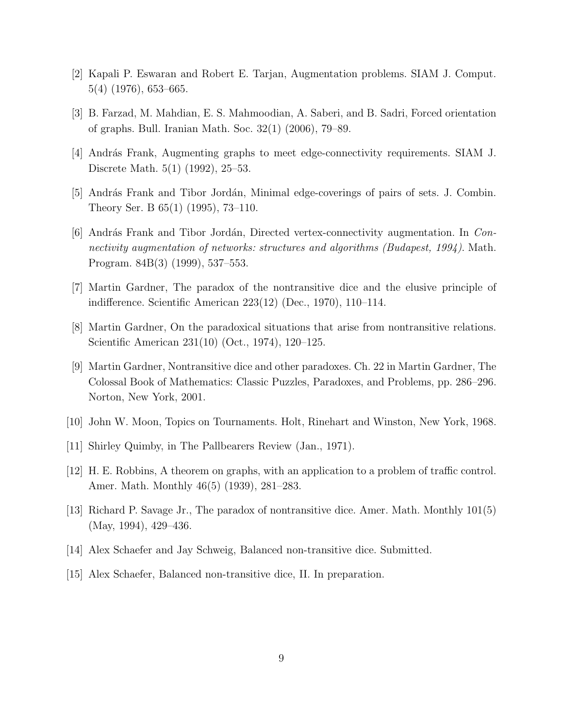[2] Kapali P. Eswaran and Robert E. Tarjan, Augmentation problems. SIAM J. Comput. 5(4) (1976), 653–665.

[3] B. Farzad, M. Mahdian, E. S. Mahmoodian, A. Saberi, and B. Sadri, Forced orientation of graphs. Bull. Iranian Math. Soc. 32(1) (2006), 79–89.

[4] András Frank, Augmenting graphs to meet edge-connectivity requirements. SIAM J. Discrete Math. 5(1) (1992), 25–53.

[5] András Frank and Tibor Jordán, Minimal edge-coverings of pairs of sets. J. Combin. Theory Ser. B 65(1) (1995), 73–110.

[6] András Frank and Tibor Jordán, Directed vertex-connectivity augmentation. In *Connectivity augmentation of networks: structures and algorithms (Budapest, 1994)*. Math. Program. 84B(3) (1999), 537–553.

[7] Martin Gardner, The paradox of the nontransitive dice and the elusive principle of indifference. Scientific American 223(12) (Dec., 1970), 110–114.

[8] Martin Gardner, On the paradoxical situations that arise from nontransitive relations. Scientific American 231(10) (Oct., 1974), 120–125.

[9] Martin Gardner, Nontransitive dice and other paradoxes. Ch. 22 in Martin Gardner, The Colossal Book of Mathematics: Classic Puzzles, Paradoxes, and Problems, pp. 286–296. Norton, New York, 2001.

[10] John W. Moon, Topics on Tournaments. Holt, Rinehart and Winston, New York, 1968.

[11] Shirley Quimby, in The Pallbearers Review (Jan., 1971).

[12] H. E. Robbins, A theorem on graphs, with an application to a problem of traffic control. Amer. Math. Monthly 46(5) (1939), 281–283.

[13] Richard P. Savage Jr., The paradox of nontransitive dice. Amer. Math. Monthly 101(5) (May, 1994), 429–436.

[14] Alex Schaefer and Jay Schweig, Balanced non-transitive dice. Submitted.

[15] Alex Schaefer, Balanced non-transitive dice, II. In preparation.